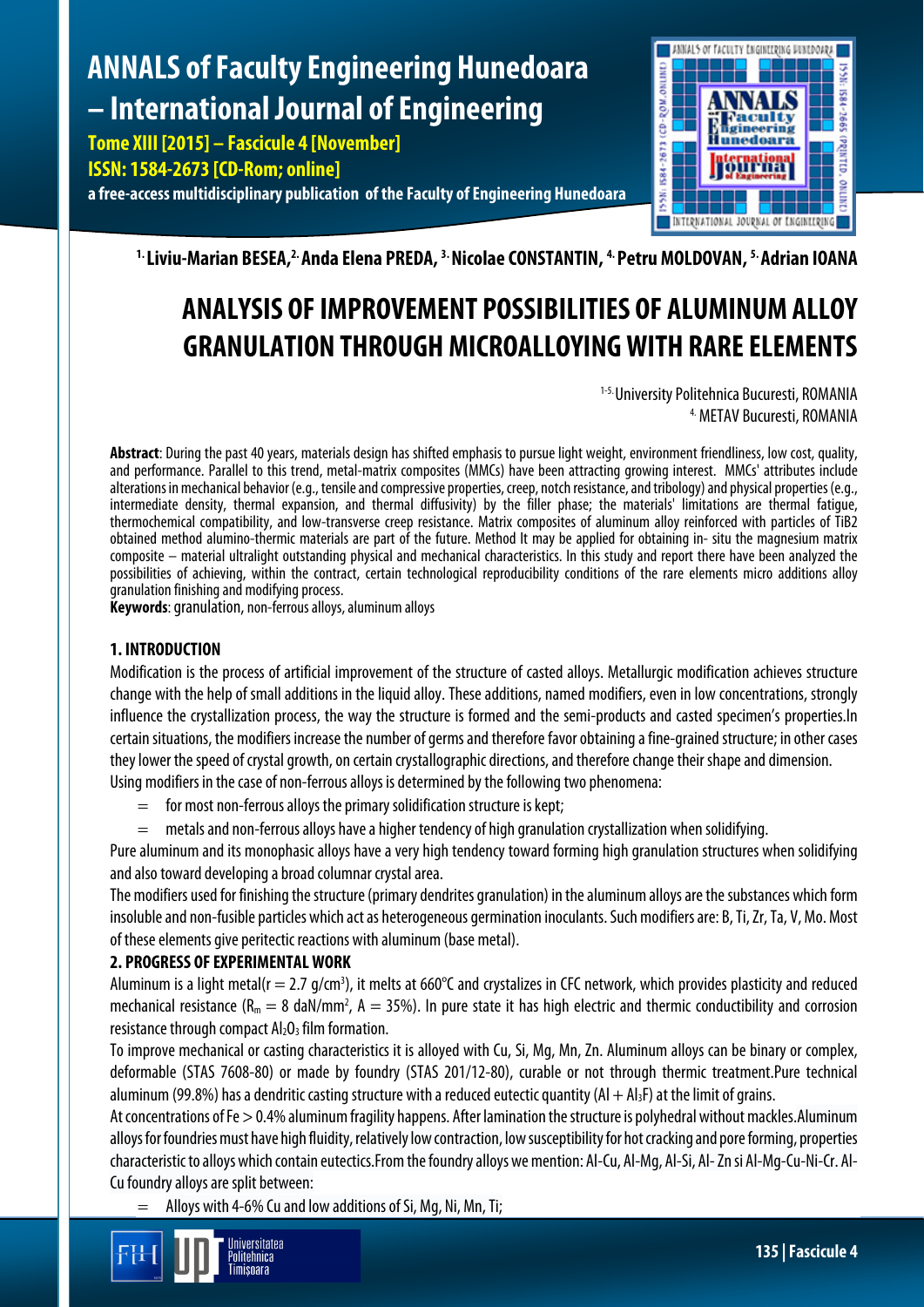# ANNALS of Faculty Engineering Hunedoara – International Journal of Engineering

**Tome XIII [2015] – Fascicule 4 [November]**
**ISSN: 1584-2673 [CD-Rom; online]**
**a free-access multidisciplinary publication of the Faculty of Engineering Hunedoara**

[1.] **Liviu-Marian BESEA,** [2.] **Anda Elena PREDA,** [3.] **Nicolae CONSTANTIN,** [4.] **Petru MOLDOVAN,** [5.] **Adrian IOANA**

# ANALYSIS OF IMPROVEMENT POSSIBILITIES OF ALUMINUM ALLOY GRANULATION THROUGH MICROALLOYING WITH RARE ELEMENTS

[1-5.] University Politehnica Bucuresti, ROMANIA
[4.] METAV Bucuresti, ROMANIA

**Abstract**: During the past 40 years, materials design has shifted emphasis to pursue light weight, environment friendliness, low cost, quality, and performance. Parallel to this trend, metal-matrix composites (MMCs) have been attracting growing interest. MMCs' attributes include alterations in mechanical behavior (e.g., tensile and compressive properties, creep, notch resistance, and tribology) and physical properties (e.g., intermediate density, thermal expansion, and thermal diffusivity) by the filler phase; the materials' limitations are thermal fatigue, thermochemical compatibility, and low-transverse creep resistance. Matrix composites of aluminum alloy reinforced with particles of TiB2 obtained method alumino-thermic materials are part of the future. Method It may be applied for obtaining in- situ the magnesium matrix composite – material ultralight outstanding physical and mechanical characteristics. In this study and report there have been analyzed the possibilities of achieving, within the contract, certain technological reproducibility conditions of the rare elements micro additions alloy granulation finishing and modifying process.
**Keywords**: granulation, non-ferrous alloys, aluminum alloys

## 1. INTRODUCTION

Modification is the process of artificial improvement of the structure of casted alloys. Metallurgic modification achieves structure change with the help of small additions in the liquid alloy. These additions, named modifiers, even in low concentrations, strongly influence the crystallization process, the way the structure is formed and the semi-products and casted specimen's properties.In certain situations, the modifiers increase the number of germs and therefore favor obtaining a fine-grained structure; in other cases they lower the speed of crystal growth, on certain crystallographic directions, and therefore change their shape and dimension.
Using modifiers in the case of non-ferrous alloys is determined by the following two phenomena:

- for most non-ferrous alloys the primary solidification structure is kept;
- metals and non-ferrous alloys have a higher tendency of high granulation crystallization when solidifying.

Pure aluminum and its monophasic alloys have a very high tendency toward forming high granulation structures when solidifying and also toward developing a broad columnar crystal area.
The modifiers used for finishing the structure (primary dendrites granulation) in the aluminum alloys are the substances which form insoluble and non-fusible particles which act as heterogeneous germination inoculants. Such modifiers are: B, Ti, Zr, Ta, V, Mo. Most of these elements give peritectic reactions with aluminum (base metal).

## 2. PROGRESS OF EXPERIMENTAL WORK

Aluminum is a light metal($r = 2.7$ g/cm$^3$), it melts at 660°C and crystalizes in CFC network, which provides plasticity and reduced mechanical resistance ($R_m = 8$ daN/mm$^2$, $A = 35\%$). In pure state it has high electric and thermic conductibility and corrosion resistance through compact $Al_2O_3$ film formation.
To improve mechanical or casting characteristics it is alloyed with Cu, Si, Mg, Mn, Zn. Aluminum alloys can be binary or complex, deformable (STAS 7608-80) or made by foundry (STAS 201/12-80), curable or not through thermic treatment.Pure technical aluminum (99.8%) has a dendritic casting structure with a reduced eutectic quantity ($Al + Al_3F$) at the limit of grains.
At concentrations of Fe > 0.4% aluminum fragility happens. After lamination the structure is polyhedral without mackles.Aluminum alloys for foundries must have high fluidity, relatively low contraction, low susceptibility for hot cracking and pore forming, properties characteristic to alloys which contain eutectics.From the foundry alloys we mention: Al-Cu, Al-Mg, Al-Si, Al- Zn si Al-Mg-Cu-Ni-Cr. Al-Cu foundry alloys are split between:

- Alloys with 4-6% Cu and low additions of Si, Mg, Ni, Mn, Ti;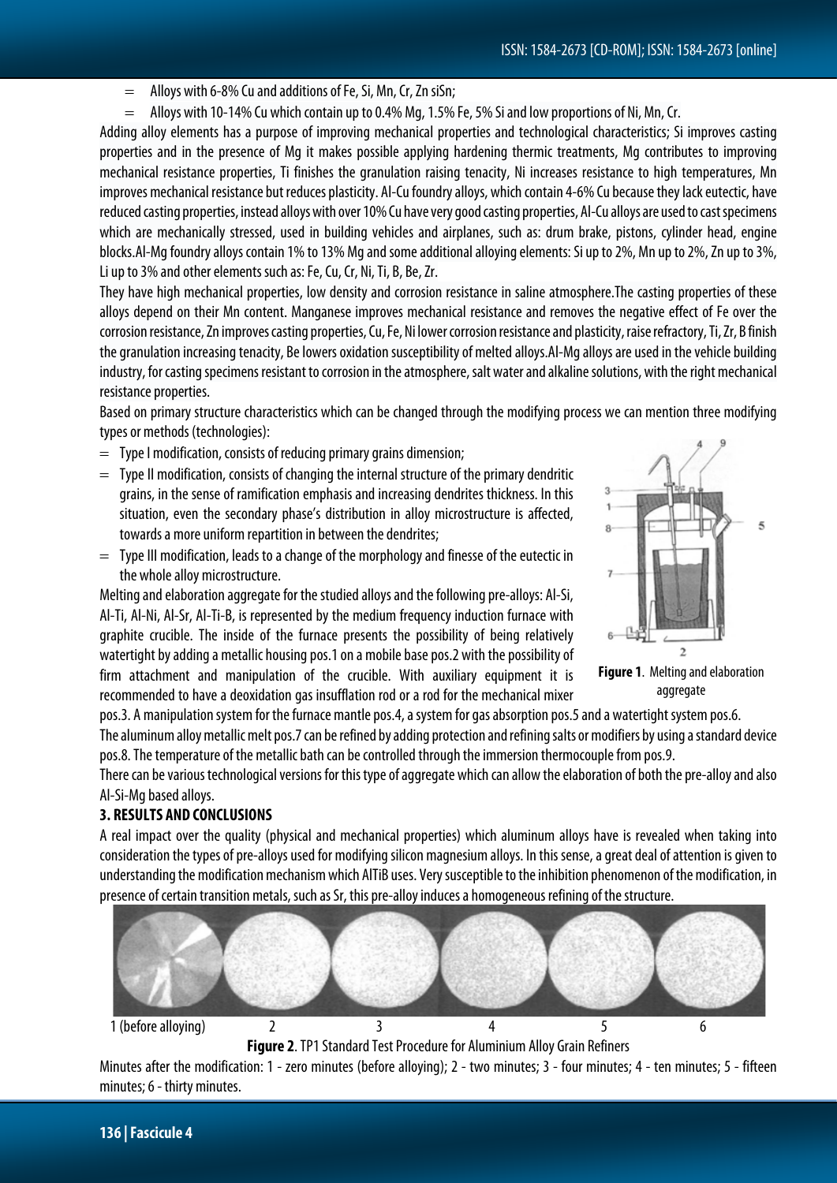- Alloys with 6-8% Cu and additions of Fe, Si, Mn, Cr, Zn siSn;
- Alloys with 10-14% Cu which contain up to 0.4% Mg, 1.5% Fe, 5% Si and low proportions of Ni, Mn, Cr.

Adding alloy elements has a purpose of improving mechanical properties and technological characteristics; Si improves casting properties and in the presence of Mg it makes possible applying hardening thermic treatments, Mg contributes to improving mechanical resistance properties, Ti finishes the granulation raising tenacity, Ni increases resistance to high temperatures, Mn improves mechanical resistance but reduces plasticity. Al-Cu foundry alloys, which contain 4-6% Cu because they lack eutectic, have reduced casting properties, instead alloys with over 10% Cu have very good casting properties, Al-Cu alloys are used to cast specimens which are mechanically stressed, used in building vehicles and airplanes, such as: drum brake, pistons, cylinder head, engine blocks.Al-Mg foundry alloys contain 1% to 13% Mg and some additional alloying elements: Si up to 2%, Mn up to 2%, Zn up to 3%, Li up to 3% and other elements such as: Fe, Cu, Cr, Ni, Ti, B, Be, Zr.

They have high mechanical properties, low density and corrosion resistance in saline atmosphere.The casting properties of these alloys depend on their Mn content. Manganese improves mechanical resistance and removes the negative effect of Fe over the corrosion resistance, Zn improves casting properties, Cu, Fe, Ni lower corrosion resistance and plasticity, raise refractory, Ti, Zr, B finish the granulation increasing tenacity, Be lowers oxidation susceptibility of melted alloys.Al-Mg alloys are used in the vehicle building industry, for casting specimens resistant to corrosion in the atmosphere, salt water and alkaline solutions, with the right mechanical resistance properties.

Based on primary structure characteristics which can be changed through the modifying process we can mention three modifying types or methods (technologies):

- Type I modification, consists of reducing primary grains dimension;
- Type II modification, consists of changing the internal structure of the primary dendritic grains, in the sense of ramification emphasis and increasing dendrites thickness. In this situation, even the secondary phase's distribution in alloy microstructure is affected, towards a more uniform repartition in between the dendrites;
- Type III modification, leads to a change of the morphology and finesse of the eutectic in the whole alloy microstructure.

Melting and elaboration aggregate for the studied alloys and the following pre-alloys: Al-Si, Al-Ti, Al-Ni, Al-Sr, Al-Ti-B, is represented by the medium frequency induction furnace with graphite crucible. The inside of the furnace presents the possibility of being relatively watertight by adding a metallic housing pos.1 on a mobile base pos.2 with the possibility of firm attachment and manipulation of the crucible. With auxiliary equipment it is recommended to have a deoxidation gas insufflation rod or a rod for the mechanical mixer pos.3. A manipulation system for the furnace mantle pos.4, a system for gas absorption pos.5 and a watertight system pos.6.

**Figure 1**. Melting and elaboration aggregate

The aluminum alloy metallic melt pos.7 can be refined by adding protection and refining salts or modifiers by using a standard device pos.8. The temperature of the metallic bath can be controlled through the immersion thermocouple from pos.9.

There can be various technological versions for this type of aggregate which can allow the elaboration of both the pre-alloy and also Al-Si-Mg based alloys.

## 3. RESULTS AND CONCLUSIONS

A real impact over the quality (physical and mechanical properties) which aluminum alloys have is revealed when taking into consideration the types of pre-alloys used for modifying silicon magnesium alloys. In this sense, a great deal of attention is given to understanding the modification mechanism which AlTiB uses. Very susceptible to the inhibition phenomenon of the modification, in presence of certain transition metals, such as Sr, this pre-alloy induces a homogeneous refining of the structure.

1 (before alloying) 2 3 4 5 6

**Figure 2**. TP1 Standard Test Procedure for Aluminium Alloy Grain Refiners

Minutes after the modification: 1 - zero minutes (before alloying); 2 - two minutes; 3 - four minutes; 4 - ten minutes; 5 - fifteen minutes; 6 - thirty minutes.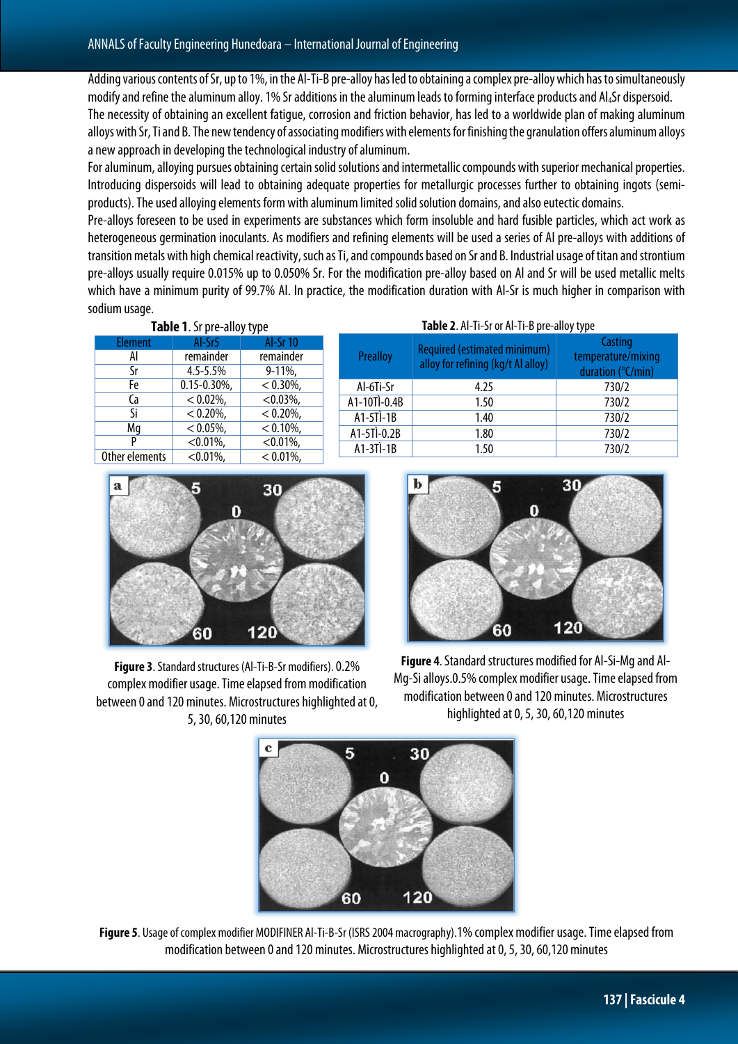Adding various contents of Sr, up to 1%, in the Al-Ti-B pre-alloy has led to obtaining a complex pre-alloy which has to simultaneously modify and refine the aluminum alloy. 1% Sr additions in the aluminum leads to forming interface products and $Al_4Sr$ dispersoid.

The necessity of obtaining an excellent fatigue, corrosion and friction behavior, has led to a worldwide plan of making aluminum alloys with Sr, Ti and B. The new tendency of associating modifiers with elements for finishing the granulation offers aluminum alloys a new approach in developing the technological industry of aluminum.

For aluminum, alloying pursues obtaining certain solid solutions and intermetallic compounds with superior mechanical properties. Introducing dispersoids will lead to obtaining adequate properties for metallurgic processes further to obtaining ingots (semi-products). The used alloying elements form with aluminum limited solid solution domains, and also eutectic domains.

Pre-alloys foreseen to be used in experiments are substances which form insoluble and hard fusible particles, which act work as heterogeneous germination inoculants. As modifiers and refining elements will be used a series of Al pre-alloys with additions of transition metals with high chemical reactivity, such as Ti, and compounds based on Sr and B. Industrial usage of titan and strontium pre-alloys usually require 0.015% up to 0.050% Sr. For the modification pre-alloy based on Al and Sr will be used metallic melts which have a minimum purity of 99.7% Al. In practice, the modification duration with Al-Sr is much higher in comparison with sodium usage.

**Table 1**. Sr pre-alloy type

| Element | Al-Sr5 | Al-Sr 10 |
|---|---|---|
| Al | remainder | remainder |
| Sr | 4.5-5.5% | 9-11%, |
| Fe | 0.15-0.30%, | < 0.30%, |
| Ca | < 0.02%, | <0.03%, |
| Si | < 0.20%, | < 0.20%, |
| Mg | < 0.05%, | < 0.10%, |
| P | <0.01%, | <0.01%, |
| Other elements | <0.01%, | < 0.01%, |

**Table 2**. Al-Ti-Sr or Al-Ti-B pre-alloy type

| Prealloy | Required (estimated minimum) alloy for refining (kg/t Al alloy) | Casting temperature/mixing duration (°C/min) |
|---|---|---|
| Al-6Ti-Sr | 4.25 | 730/2 |
| A1-10TÌ-0.4B | 1.50 | 730/2 |
| A1-5TÌ-1B | 1.40 | 730/2 |
| A1-5TÌ-0.2B | 1.80 | 730/2 |
| A1-3TÌ-1B | 1.50 | 730/2 |

**Figure 3**. Standard structures (Al-Ti-B-Sr modifiers). 0.2% complex modifier usage. Time elapsed from modification between 0 and 120 minutes. Microstructures highlighted at 0, 5, 30, 60,120 minutes

**Figure 4**. Standard structures modified for Al-Si-Mg and Al-Mg-Si alloys.0.5% complex modifier usage. Time elapsed from modification between 0 and 120 minutes. Microstructures highlighted at 0, 5, 30, 60,120 minutes

**Figure 5**. Usage of complex modifier MODIFINER Al-Ti-B-Sr (ISRS 2004 macrography).1% complex modifier usage. Time elapsed from modification between 0 and 120 minutes. Microstructures highlighted at 0, 5, 30, 60,120 minutes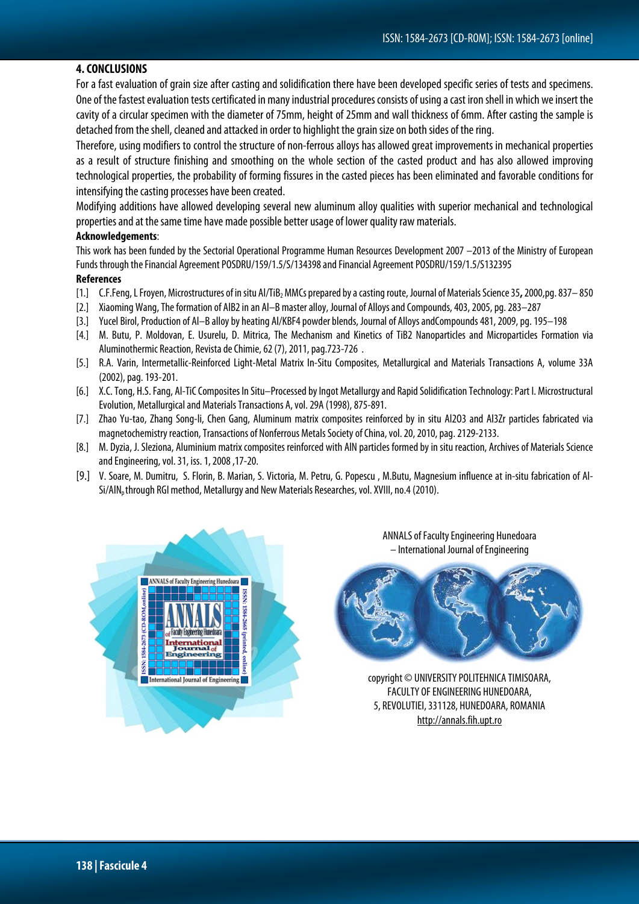## 4. CONCLUSIONS

For a fast evaluation of grain size after casting and solidification there have been developed specific series of tests and specimens. One of the fastest evaluation tests certificated in many industrial procedures consists of using a cast iron shell in which we insert the cavity of a circular specimen with the diameter of 75mm, height of 25mm and wall thickness of 6mm. After casting the sample is detached from the shell, cleaned and attacked in order to highlight the grain size on both sides of the ring.

Therefore, using modifiers to control the structure of non-ferrous alloys has allowed great improvements in mechanical properties as a result of structure finishing and smoothing on the whole section of the casted product and has also allowed improving technological properties, the probability of forming fissures in the casted pieces has been eliminated and favorable conditions for intensifying the casting processes have been created.

Modifying additions have allowed developing several new aluminum alloy qualities with superior mechanical and technological properties and at the same time have made possible better usage of lower quality raw materials.

**Acknowledgements**:

This work has been funded by the Sectorial Operational Programme Human Resources Development 2007 –2013 of the Ministry of European Funds through the Financial Agreement POSDRU/159/1.5/S/134398 and Financial Agreement POSDRU/159/1.5/S132395

**References**

[1.] C.F.Feng, L Froyen, Microstructures of in situ Al/$TiB_2$ MMCs prepared by a casting route, Journal of Materials Science 35**,** 2000,pg. 837– 850

[2.] Xiaoming Wang, The formation of AlB2 in an Al–B master alloy, Journal of Alloys and Compounds, 403, 2005, pg. 283–287

[3.] Yucel Birol, Production of Al–B alloy by heating Al/KBF4 powder blends, Journal of Alloys andCompounds 481, 2009, pg. 195–198

[4.] M. Butu, P. Moldovan, E. Usurelu, D. Mitrica, The Mechanism and Kinetics of TiB2 Nanoparticles and Microparticles Formation via Aluminothermic Reaction, Revista de Chimie, 62 (7), 2011, pag.723-726 .

[5.] R.A. Varin, Intermetallic-Reinforced Light-Metal Matrix In-Situ Composites, Metallurgical and Materials Transactions A, volume 33A (2002), pag. 193-201.

[6.] X.C. Tong, H.S. Fang, Al-TiC Composites In Situ–Processed by Ingot Metallurgy and Rapid Solidification Technology: Part I. Microstructural Evolution, Metallurgical and Materials Transactions A, vol. 29A (1998), 875-891.

[7.] Zhao Yu-tao, Zhang Song-li, Chen Gang, Aluminum matrix composites reinforced by in situ Al2O3 and Al3Zr particles fabricated via magnetochemistry reaction, Transactions of Nonferrous Metals Society of China, vol. 20, 2010, pag. 2129-2133.

[8.] M. Dyzia, J. Sleziona, Aluminium matrix composites reinforced with AlN particles formed by in situ reaction, Archives of Materials Science and Engineering, vol. 31, iss. 1, 2008 ,17-20.

[9.] V. Soare, M. Dumitru, S. Florin, B. Marian, S. Victoria, M. Petru, G. Popescu , M.Butu, Magnesium influence at in-situ fabrication of Al-Si/$AlN_p$ through RGI method, Metallurgy and New Materials Researches, vol. XVIII, no.4 (2010).

ANNALS of Faculty Engineering Hunedoara – International Journal of Engineering

copyright © UNIVERSITY POLITEHNICA TIMISOARA, FACULTY OF ENGINEERING HUNEDOARA, 5, REVOLUTIEI, 331128, HUNEDOARA, ROMANIA http://annals.fih.upt.ro